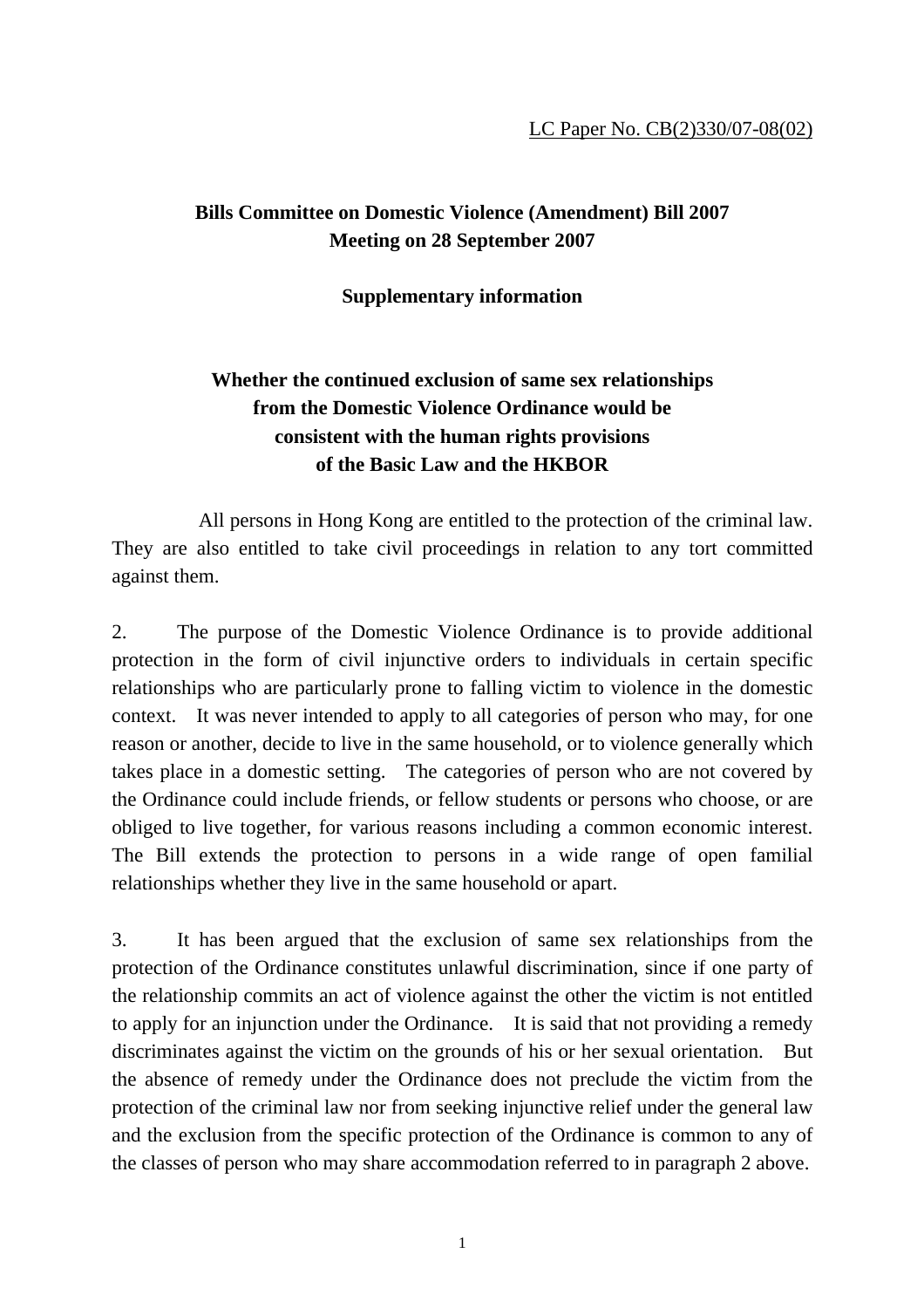LC Paper No. CB(2)330/07-08(02)

**Bills Committee on Domestic Violence (Amendment) Bill 2007**
**Meeting on 28 September 2007**

**Supplementary information**

## Whether the continued exclusion of same sex relationships from the Domestic Violence Ordinance would be consistent with the human rights provisions of the Basic Law and the HKBOR

All persons in Hong Kong are entitled to the protection of the criminal law. They are also entitled to take civil proceedings in relation to any tort committed against them.

2. The purpose of the Domestic Violence Ordinance is to provide additional protection in the form of civil injunctive orders to individuals in certain specific relationships who are particularly prone to falling victim to violence in the domestic context. It was never intended to apply to all categories of person who may, for one reason or another, decide to live in the same household, or to violence generally which takes place in a domestic setting. The categories of person who are not covered by the Ordinance could include friends, or fellow students or persons who choose, or are obliged to live together, for various reasons including a common economic interest. The Bill extends the protection to persons in a wide range of open familial relationships whether they live in the same household or apart.

3. It has been argued that the exclusion of same sex relationships from the protection of the Ordinance constitutes unlawful discrimination, since if one party of the relationship commits an act of violence against the other the victim is not entitled to apply for an injunction under the Ordinance. It is said that not providing a remedy discriminates against the victim on the grounds of his or her sexual orientation. But the absence of remedy under the Ordinance does not preclude the victim from the protection of the criminal law nor from seeking injunctive relief under the general law and the exclusion from the specific protection of the Ordinance is common to any of the classes of person who may share accommodation referred to in paragraph 2 above.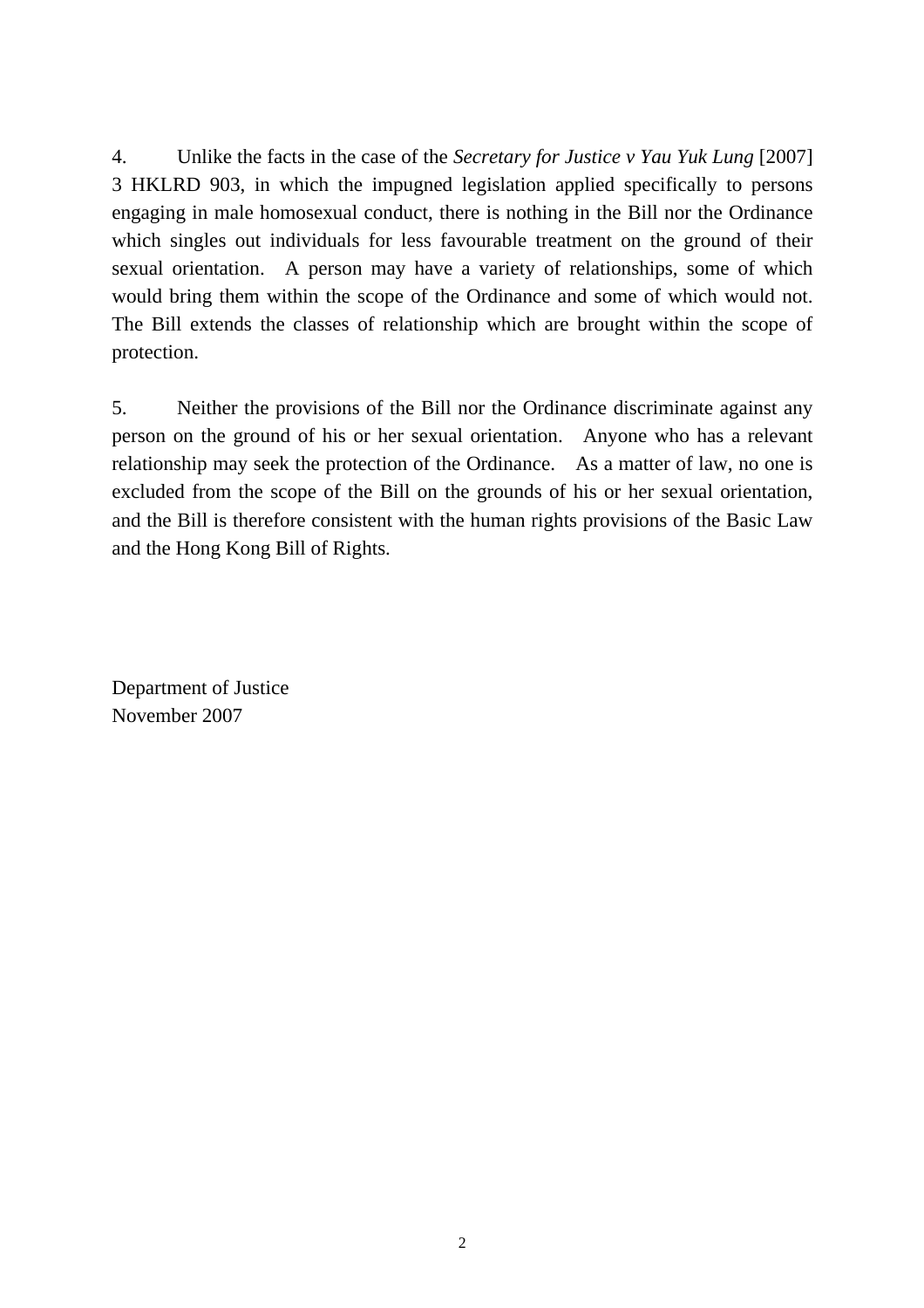4. Unlike the facts in the case of the *Secretary for Justice v Yau Yuk Lung* [2007] 3 HKLRD 903, in which the impugned legislation applied specifically to persons engaging in male homosexual conduct, there is nothing in the Bill nor the Ordinance which singles out individuals for less favourable treatment on the ground of their sexual orientation. A person may have a variety of relationships, some of which would bring them within the scope of the Ordinance and some of which would not. The Bill extends the classes of relationship which are brought within the scope of protection.

5. Neither the provisions of the Bill nor the Ordinance discriminate against any person on the ground of his or her sexual orientation. Anyone who has a relevant relationship may seek the protection of the Ordinance. As a matter of law, no one is excluded from the scope of the Bill on the grounds of his or her sexual orientation, and the Bill is therefore consistent with the human rights provisions of the Basic Law and the Hong Kong Bill of Rights.

Department of Justice
November 2007